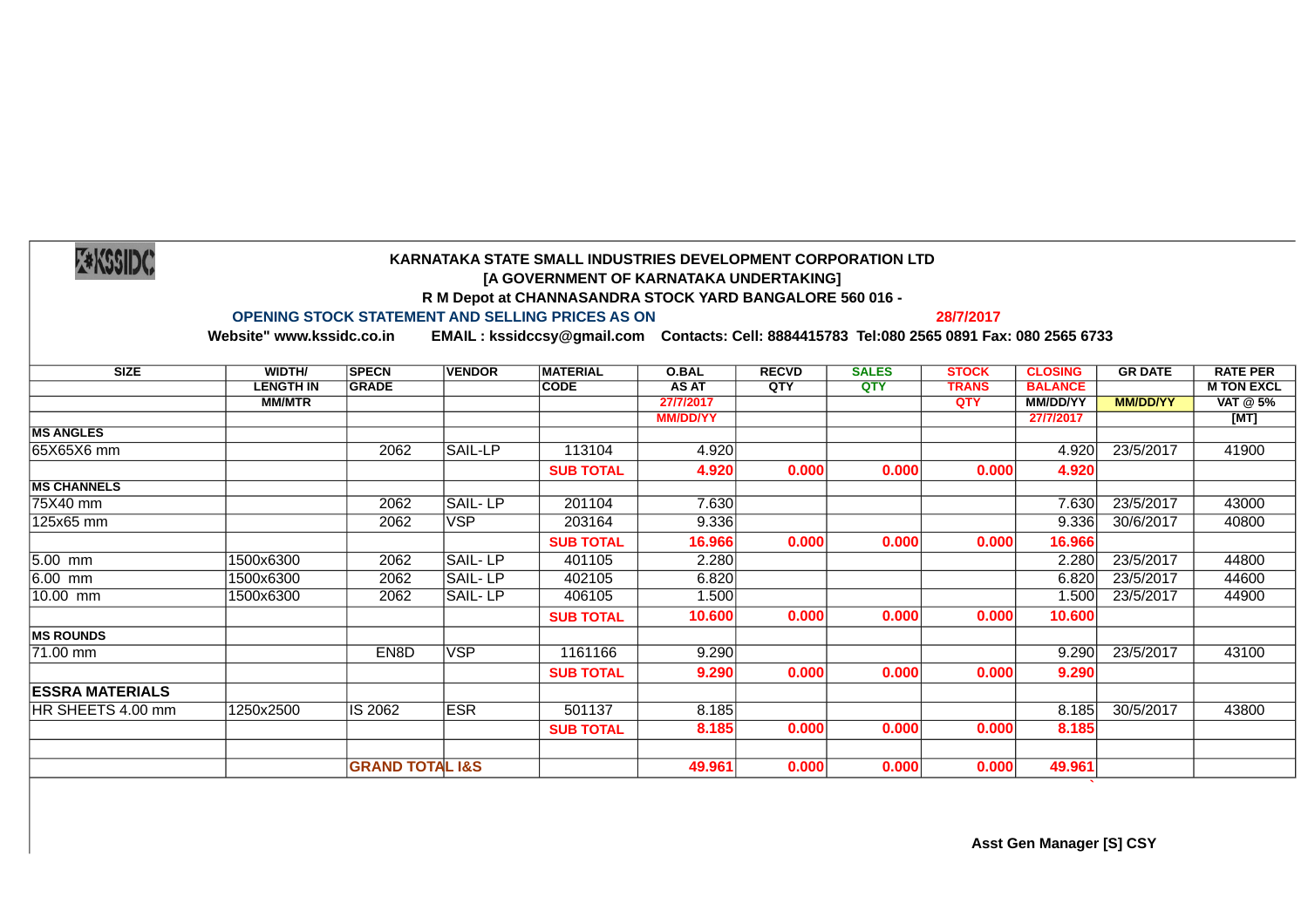KSSIDC

**KARNATAKA STATE SMALL INDUSTRIES DEVELOPMENT CORPORATION LTD**
**[A GOVERNMENT OF KARNATAKA UNDERTAKING]**
**R M Depot at CHANNASANDRA STOCK YARD BANGALORE 560 016 -**

**OPENING STOCK STATEMENT AND SELLING PRICES AS ON 28/7/2017**

**Website" www.kssidc.co.in EMAIL : kssidccsy@gmail.com Contacts: Cell: 8884415783 Tel:080 2565 0891 Fax: 080 2565 6733**

| SIZE | WIDTH/ LENGTH IN MM/MTR | SPECN GRADE | VENDOR | MATERIAL CODE | O.BAL AS AT 27/7/2017 MM/DD/YY | RECVD QTY | SALES QTY | STOCK TRANS QTY | CLOSING BALANCE MM/DD/YY 27/7/2017 | GR DATE MM/DD/YY | RATE PER M TON EXCL VAT @ 5% [MT] |
|---|---|---|---|---|---|---|---|---|---|---|---|
| **MS ANGLES** | | | | | | | | | | | |
| 65X65X6 mm | | 2062 | SAIL-LP | 113104 | 4.920 | | | | 4.920 | 23/5/2017 | 41900 |
| | | | | **SUB TOTAL** | **4.920** | **0.000** | **0.000** | **0.000** | **4.920** | | |
| **MS CHANNELS** | | | | | | | | | | | |
| 75X40 mm | | 2062 | SAIL- LP | 201104 | 7.630 | | | | 7.630 | 23/5/2017 | 43000 |
| 125x65 mm | | 2062 | VSP | 203164 | 9.336 | | | | 9.336 | 30/6/2017 | 40800 |
| | | | | **SUB TOTAL** | **16.966** | **0.000** | **0.000** | **0.000** | **16.966** | | |
| 5.00 mm | 1500x6300 | 2062 | SAIL- LP | 401105 | 2.280 | | | | 2.280 | 23/5/2017 | 44800 |
| 6.00 mm | 1500x6300 | 2062 | SAIL- LP | 402105 | 6.820 | | | | 6.820 | 23/5/2017 | 44600 |
| 10.00 mm | 1500x6300 | 2062 | SAIL- LP | 406105 | 1.500 | | | | 1.500 | 23/5/2017 | 44900 |
| | | | | **SUB TOTAL** | **10.600** | **0.000** | **0.000** | **0.000** | **10.600** | | |
| **MS ROUNDS** | | | | | | | | | | | |
| 71.00 mm | | EN8D | VSP | 1161166 | 9.290 | | | | 9.290 | 23/5/2017 | 43100 |
| | | | | **SUB TOTAL** | **9.290** | **0.000** | **0.000** | **0.000** | **9.290** | | |
| **ESSRA MATERIALS** | | | | | | | | | | | |
| HR SHEETS 4.00 mm | 1250x2500 | IS 2062 | ESR | 501137 | 8.185 | | | | 8.185 | 30/5/2017 | 43800 |
| | | | | **SUB TOTAL** | **8.185** | **0.000** | **0.000** | **0.000** | **8.185** | | |
| | | | | | | | | | | | |
| | | **GRAND TOTAL I&S** | | | **49.961** | **0.000** | **0.000** | **0.000** | **49.961** | | |

**Asst Gen Manager [S] CSY**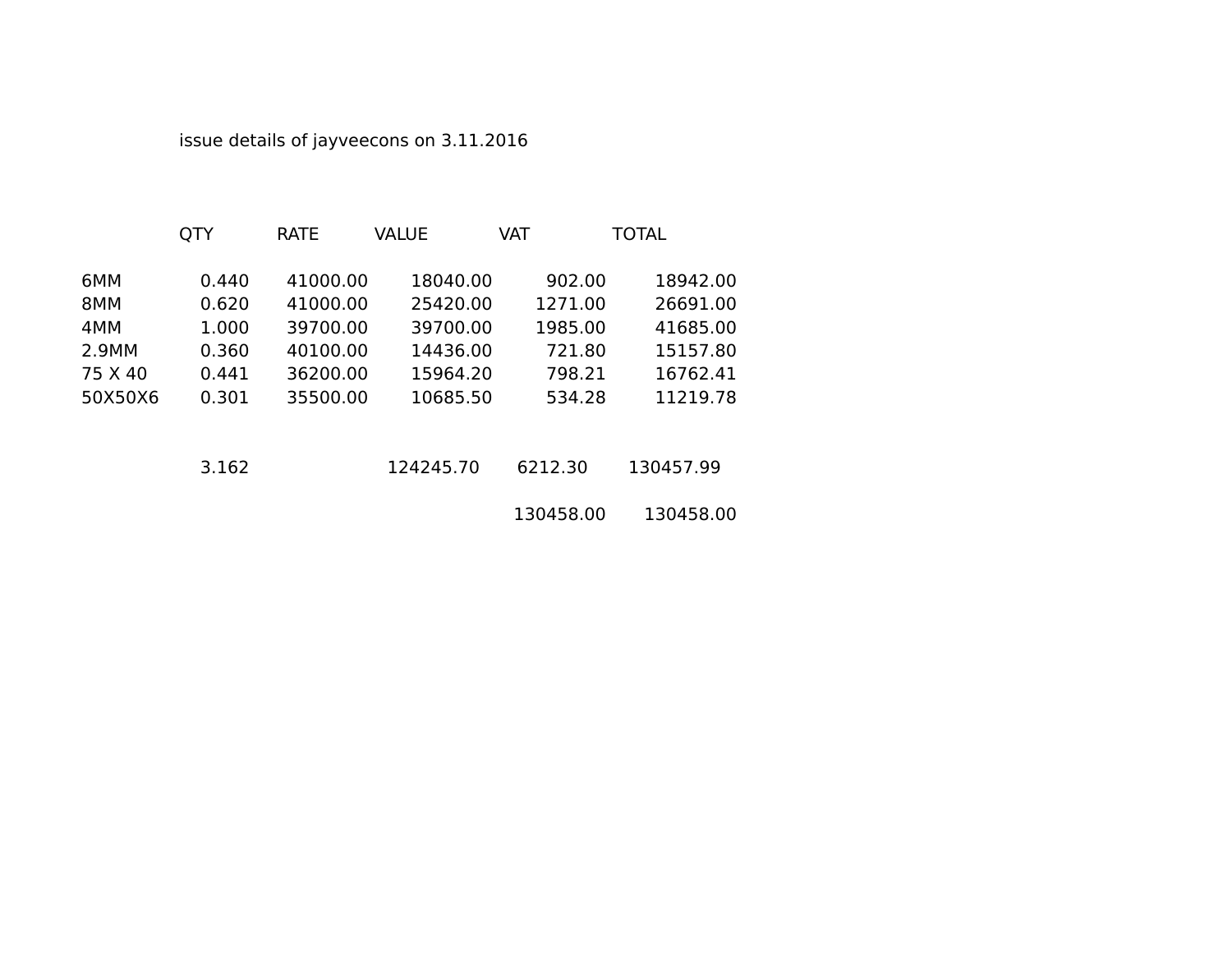issue details of jayveecons on 3.11.2016

| | QTY | RATE | VALUE | VAT | TOTAL |
|---|---|---|---|---|---|
| 6MM | 0.440 | 41000.00 | 18040.00 | 902.00 | 18942.00 |
| 8MM | 0.620 | 41000.00 | 25420.00 | 1271.00 | 26691.00 |
| 4MM | 1.000 | 39700.00 | 39700.00 | 1985.00 | 41685.00 |
| 2.9MM | 0.360 | 40100.00 | 14436.00 | 721.80 | 15157.80 |
| 75 X 40 | 0.441 | 36200.00 | 15964.20 | 798.21 | 16762.41 |
| 50X50X6 | 0.301 | 35500.00 | 10685.50 | 534.28 | 11219.78 |
| | 3.162 | | 124245.70 | 6212.30 | 130457.99 |
| | | | | 130458.00 | 130458.00 |